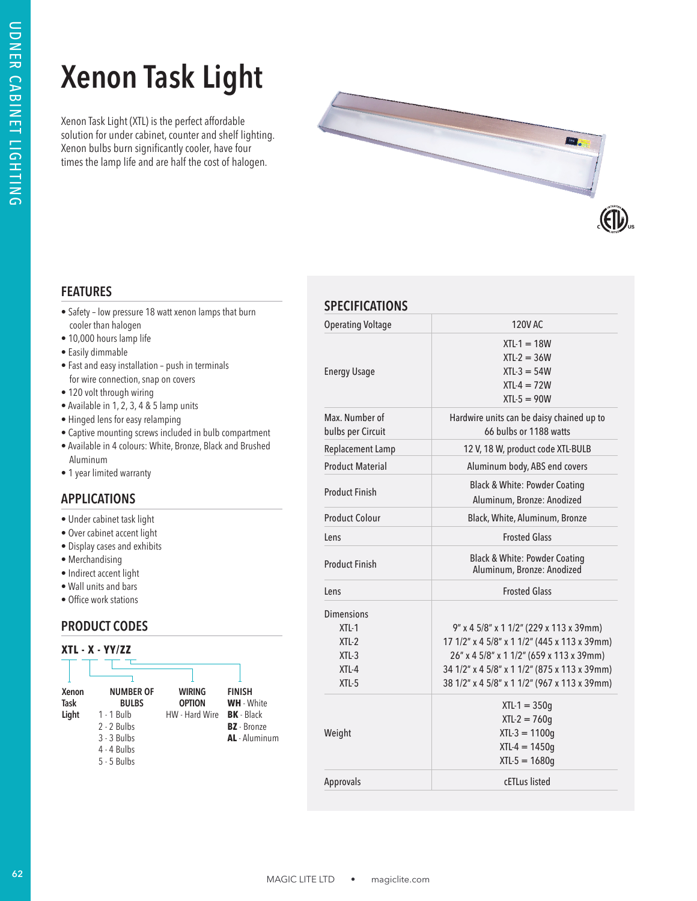# Xenon Task Light

Xenon Task Light (XTL) is the perfect affordable solution for under cabinet, counter and shelf lighting. Xenon bulbs burn significantly cooler, have four times the lamp life and are half the cost of halogen.

## FEATURES

- Safety – low pressure 18 watt xenon lamps that burn cooler than halogen
- 10,000 hours lamp life
- Easily dimmable
- Fast and easy installation – push in terminals for wire connection, snap on covers
- 120 volt through wiring
- Available in 1, 2, 3, 4 & 5 lamp units
- Hinged lens for easy relamping
- Captive mounting screws included in bulb compartment
- Available in 4 colours: White, Bronze, Black and Brushed Aluminum
- 1 year limited warranty

## APPLICATIONS

- Under cabinet task light
- Over cabinet accent light
- Display cases and exhibits
- Merchandising
- Indirect accent light
- Wall units and bars
- Office work stations

## PRODUCT CODES

**XTL - X - YY/ZZ**

| Xenon Task Light | NUMBER OF BULBS | WIRING OPTION | FINISH |
|---|---|---|---|
| | 1 - 1 Bulb | HW - Hard Wire | **WH** - White |
| | 2 - 2 Bulbs | | **BK** - Black |
| | 3 - 3 Bulbs | | **BZ** - Bronze |
| | 4 - 4 Bulbs | | **AL** - Aluminum |
| | 5 - 5 Bulbs | | |

## SPECIFICATIONS

| | |
|---|---|
| Operating Voltage | 120V AC |
| Energy Usage | XTL-1 = 18W<br>XTL-2 = 36W<br>XTL-3 = 54W<br>XTL-4 = 72W<br>XTL-5 = 90W |
| Max. Number of bulbs per Circuit | Hardwire units can be daisy chained up to 66 bulbs or 1188 watts |
| Replacement Lamp | 12 V, 18 W, product code XTL-BULB |
| Product Material | Aluminum body, ABS end covers |
| Product Finish | Black & White: Powder Coating<br>Aluminum, Bronze: Anodized |
| Product Colour | Black, White, Aluminum, Bronze |
| Lens | Frosted Glass |
| Product Finish | Black & White: Powder Coating<br>Aluminum, Bronze: Anodized |
| Lens | Frosted Glass |
| Dimensions<br>XTL-1<br>XTL-2<br>XTL-3<br>XTL-4<br>XTL-5 | <br>9" x 4 5/8" x 1 1/2" (229 x 113 x 39mm)<br>17 1/2" x 4 5/8" x 1 1/2" (445 x 113 x 39mm)<br>26" x 4 5/8" x 1 1/2" (659 x 113 x 39mm)<br>34 1/2" x 4 5/8" x 1 1/2" (875 x 113 x 39mm)<br>38 1/2" x 4 5/8" x 1 1/2" (967 x 113 x 39mm) |
| Weight | XTL-1 = 350g<br>XTL-2 = 760g<br>XTL-3 = 1100g<br>XTL-4 = 1450g<br>XTL-5 = 1680g |
| Approvals | cETLus listed |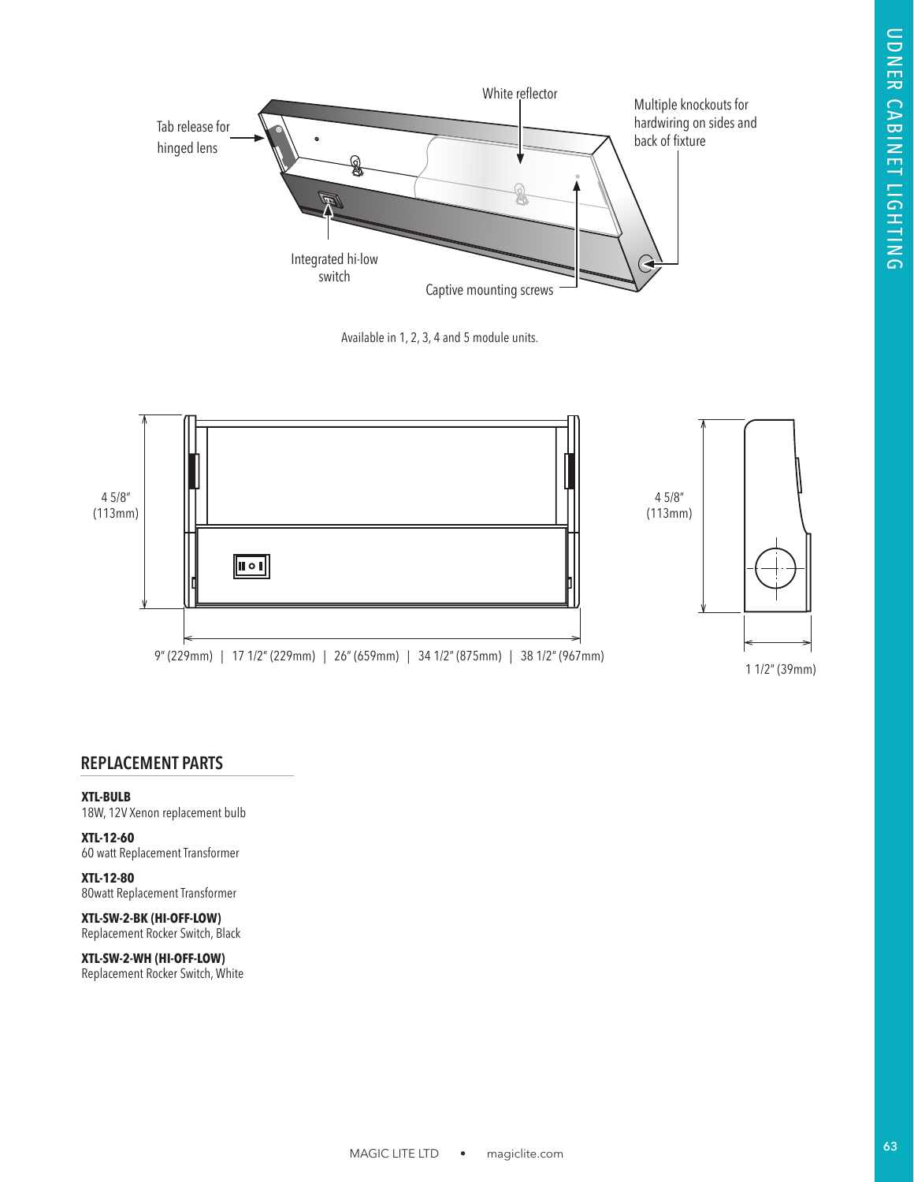Tab release for hinged lens

White reflector

Multiple knockouts for hardwiring on sides and back of fixture

Integrated hi-low switch

Captive mounting screws

Available in 1, 2, 3, 4 and 5 module units.

4 5/8" (113mm)

9" (229mm) | 17 1/2" (229mm) | 26" (659mm) | 34 1/2" (875mm) | 38 1/2" (967mm)

4 5/8" (113mm)

1 1/2" (39mm)

## REPLACEMENT PARTS

**XTL-BULB**
18W, 12V Xenon replacement bulb

**XTL-12-60**
60 watt Replacement Transformer

**XTL-12-80**
80watt Replacement Transformer

**XTL-SW-2-BK (HI-OFF-LOW)**
Replacement Rocker Switch, Black

**XTL-SW-2-WH (HI-OFF-LOW)**
Replacement Rocker Switch, White